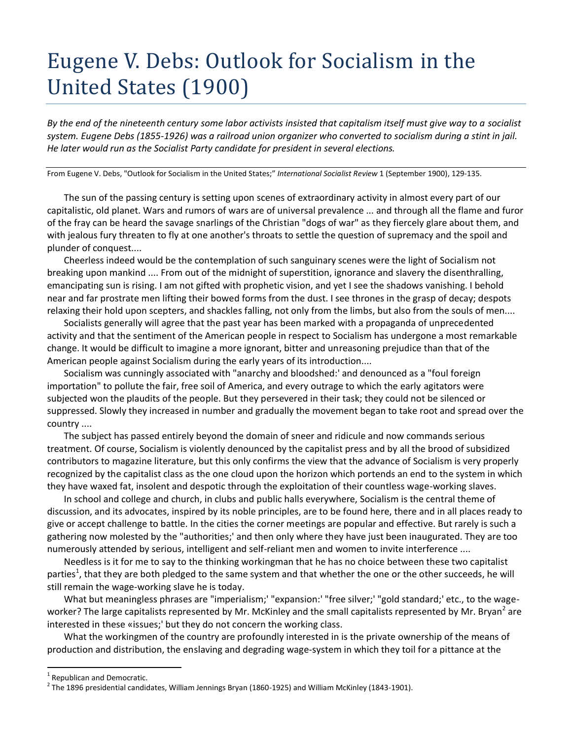# Eugene V. Debs: Outlook for Socialism in the United States (1900)

*By the end of the nineteenth century some labor activists insisted that capitalism itself must give way to a socialist system. Eugene Debs (1855-1926) was a railroad union organizer who converted to socialism during a stint in jail. He later would run as the Socialist Party candidate for president in several elections.*

From Eugene V. Debs, "Outlook for Socialism in the United States;" *International Socialist Review* 1 (September 1900), 129-135.

The sun of the passing century is setting upon scenes of extraordinary activity in almost every part of our capitalistic, old planet. Wars and rumors of wars are of universal prevalence ... and through all the flame and furor of the fray can be heard the savage snarlings of the Christian "dogs of war" as they fiercely glare about them, and with jealous fury threaten to fly at one another's throats to settle the question of supremacy and the spoil and plunder of conquest....

Cheerless indeed would be the contemplation of such sanguinary scenes were the light of Socialism not breaking upon mankind .... From out of the midnight of superstition, ignorance and slavery the disenthralling, emancipating sun is rising. I am not gifted with prophetic vision, and yet I see the shadows vanishing. I behold near and far prostrate men lifting their bowed forms from the dust. I see thrones in the grasp of decay; despots relaxing their hold upon scepters, and shackles falling, not only from the limbs, but also from the souls of men....

Socialists generally will agree that the past year has been marked with a propaganda of unprecedented activity and that the sentiment of the American people in respect to Socialism has undergone a most remarkable change. It would be difficult to imagine a more ignorant, bitter and unreasoning prejudice than that of the American people against Socialism during the early years of its introduction....

Socialism was cunningly associated with "anarchy and bloodshed:' and denounced as a "foul foreign importation" to pollute the fair, free soil of America, and every outrage to which the early agitators were subjected won the plaudits of the people. But they persevered in their task; they could not be silenced or suppressed. Slowly they increased in number and gradually the movement began to take root and spread over the country ....

The subject has passed entirely beyond the domain of sneer and ridicule and now commands serious treatment. Of course, Socialism is violently denounced by the capitalist press and by all the brood of subsidized contributors to magazine literature, but this only confirms the view that the advance of Socialism is very properly recognized by the capitalist class as the one cloud upon the horizon which portends an end to the system in which they have waxed fat, insolent and despotic through the exploitation of their countless wage-working slaves.

In school and college and church, in clubs and public halls everywhere, Socialism is the central theme of discussion, and its advocates, inspired by its noble principles, are to be found here, there and in all places ready to give or accept challenge to battle. In the cities the corner meetings are popular and effective. But rarely is such a gathering now molested by the "authorities;' and then only where they have just been inaugurated. They are too numerously attended by serious, intelligent and self-reliant men and women to invite interference ....

Needless is it for me to say to the thinking workingman that he has no choice between these two capitalist parties[1], that they are both pledged to the same system and that whether the one or the other succeeds, he will still remain the wage-working slave he is today.

What but meaningless phrases are "imperialism;' "expansion:' "free silver;' "gold standard;' etc., to the wage-worker? The large capitalists represented by Mr. McKinley and the small capitalists represented by Mr. Bryan[2] are interested in these «issues;' but they do not concern the working class.

What the workingmen of the country are profoundly interested in is the private ownership of the means of production and distribution, the enslaving and degrading wage-system in which they toil for a pittance at the

[1] Republican and Democratic.

[2] The 1896 presidential candidates, William Jennings Bryan (1860-1925) and William McKinley (1843-1901).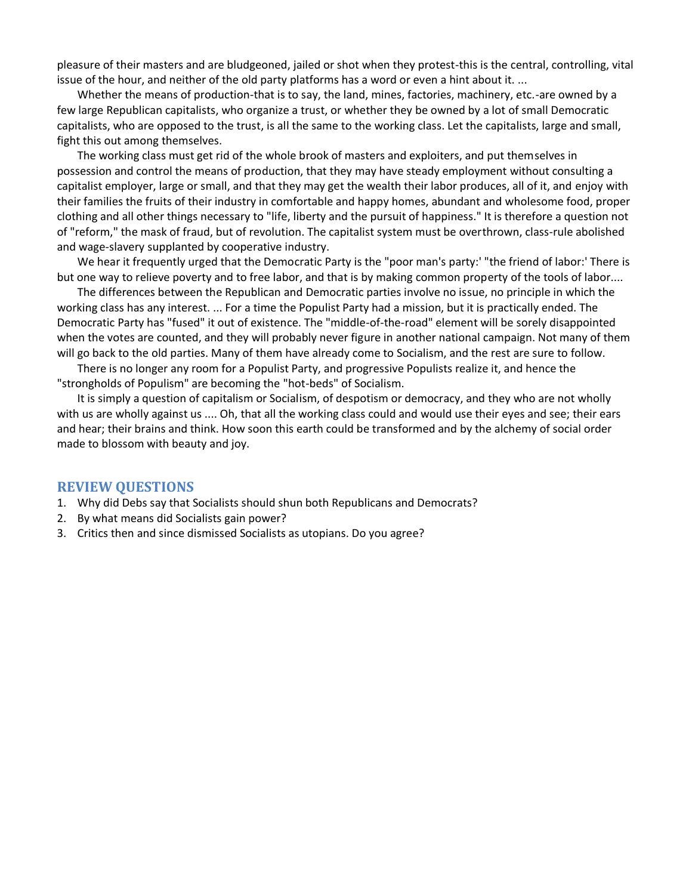pleasure of their masters and are bludgeoned, jailed or shot when they protest-this is the central, controlling, vital issue of the hour, and neither of the old party platforms has a word or even a hint about it. ...

Whether the means of production-that is to say, the land, mines, factories, machinery, etc.-are owned by a few large Republican capitalists, who organize a trust, or whether they be owned by a lot of small Democratic capitalists, who are opposed to the trust, is all the same to the working class. Let the capitalists, large and small, fight this out among themselves.

The working class must get rid of the whole brook of masters and exploiters, and put themselves in possession and control the means of production, that they may have steady employment without consulting a capitalist employer, large or small, and that they may get the wealth their labor produces, all of it, and enjoy with their families the fruits of their industry in comfortable and happy homes, abundant and wholesome food, proper clothing and all other things necessary to "life, liberty and the pursuit of happiness." It is therefore a question not of "reform," the mask of fraud, but of revolution. The capitalist system must be overthrown, class-rule abolished and wage-slavery supplanted by cooperative industry.

We hear it frequently urged that the Democratic Party is the "poor man's party:' "the friend of labor:' There is but one way to relieve poverty and to free labor, and that is by making common property of the tools of labor....

The differences between the Republican and Democratic parties involve no issue, no principle in which the working class has any interest. ... For a time the Populist Party had a mission, but it is practically ended. The Democratic Party has "fused" it out of existence. The "middle-of-the-road" element will be sorely disappointed when the votes are counted, and they will probably never figure in another national campaign. Not many of them will go back to the old parties. Many of them have already come to Socialism, and the rest are sure to follow.

There is no longer any room for a Populist Party, and progressive Populists realize it, and hence the "strongholds of Populism" are becoming the "hot-beds" of Socialism.

It is simply a question of capitalism or Socialism, of despotism or democracy, and they who are not wholly with us are wholly against us .... Oh, that all the working class could and would use their eyes and see; their ears and hear; their brains and think. How soon this earth could be transformed and by the alchemy of social order made to blossom with beauty and joy.

## REVIEW QUESTIONS

1. Why did Debs say that Socialists should shun both Republicans and Democrats?
2. By what means did Socialists gain power?
3. Critics then and since dismissed Socialists as utopians. Do you agree?